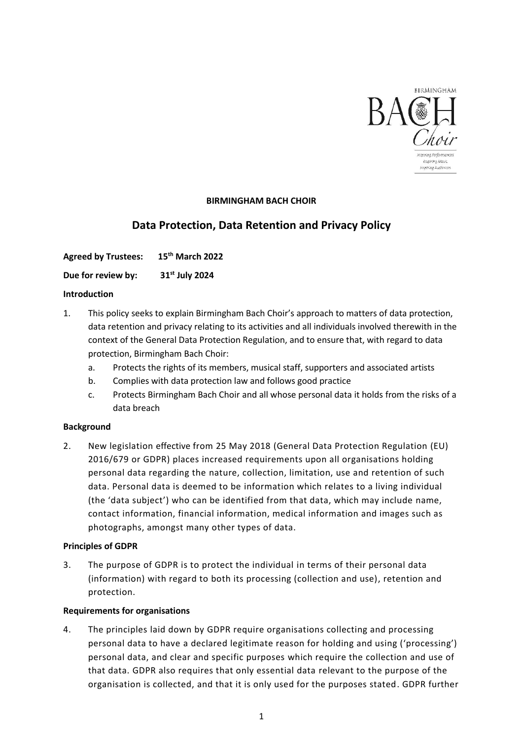**BIRMINGHAM BACH CHOIR**

# Data Protection, Data Retention and Privacy Policy

**Agreed by Trustees:** **15th March 2022**

**Due for review by:** **31st July 2024**

**Introduction**

1. This policy seeks to explain Birmingham Bach Choir's approach to matters of data protection, data retention and privacy relating to its activities and all individuals involved therewith in the context of the General Data Protection Regulation, and to ensure that, with regard to data protection, Birmingham Bach Choir:
   a. Protects the rights of its members, musical staff, supporters and associated artists
   b. Complies with data protection law and follows good practice
   c. Protects Birmingham Bach Choir and all whose personal data it holds from the risks of a data breach

**Background**

2. New legislation effective from 25 May 2018 (General Data Protection Regulation (EU) 2016/679 or GDPR) places increased requirements upon all organisations holding personal data regarding the nature, collection, limitation, use and retention of such data. Personal data is deemed to be information which relates to a living individual (the 'data subject') who can be identified from that data, which may include name, contact information, financial information, medical information and images such as photographs, amongst many other types of data.

**Principles of GDPR**

3. The purpose of GDPR is to protect the individual in terms of their personal data (information) with regard to both its processing (collection and use), retention and protection.

**Requirements for organisations**

4. The principles laid down by GDPR require organisations collecting and processing personal data to have a declared legitimate reason for holding and using ('processing') personal data, and clear and specific purposes which require the collection and use of that data. GDPR also requires that only essential data relevant to the purpose of the organisation is collected, and that it is only used for the purposes stated. GDPR further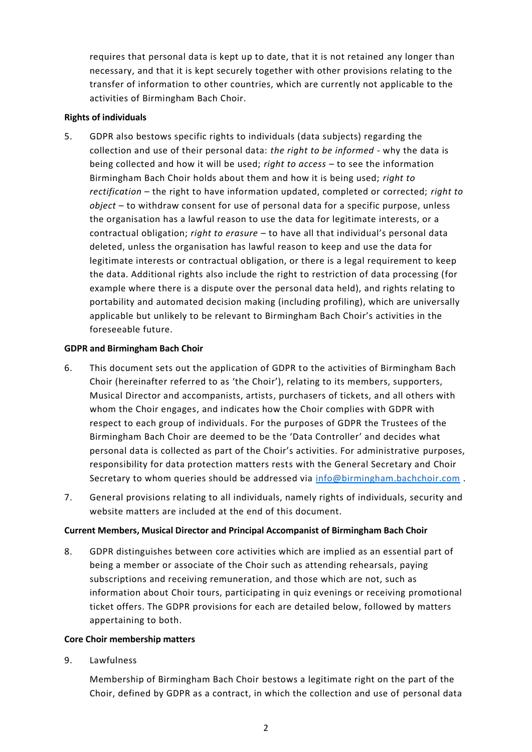requires that personal data is kept up to date, that it is not retained any longer than necessary, and that it is kept securely together with other provisions relating to the transfer of information to other countries, which are currently not applicable to the activities of Birmingham Bach Choir.

**Rights of individuals**

5. GDPR also bestows specific rights to individuals (data subjects) regarding the collection and use of their personal data: *the right to be informed* - why the data is being collected and how it will be used; *right to access* – to see the information Birmingham Bach Choir holds about them and how it is being used; *right to rectification* – the right to have information updated, completed or corrected; *right to object* – to withdraw consent for use of personal data for a specific purpose, unless the organisation has a lawful reason to use the data for legitimate interests, or a contractual obligation; *right to erasure* – to have all that individual's personal data deleted, unless the organisation has lawful reason to keep and use the data for legitimate interests or contractual obligation, or there is a legal requirement to keep the data. Additional rights also include the right to restriction of data processing (for example where there is a dispute over the personal data held), and rights relating to portability and automated decision making (including profiling), which are universally applicable but unlikely to be relevant to Birmingham Bach Choir's activities in the foreseeable future.

**GDPR and Birmingham Bach Choir**

6. This document sets out the application of GDPR to the activities of Birmingham Bach Choir (hereinafter referred to as 'the Choir'), relating to its members, supporters, Musical Director and accompanists, artists, purchasers of tickets, and all others with whom the Choir engages, and indicates how the Choir complies with GDPR with respect to each group of individuals. For the purposes of GDPR the Trustees of the Birmingham Bach Choir are deemed to be the 'Data Controller' and decides what personal data is collected as part of the Choir's activities. For administrative purposes, responsibility for data protection matters rests with the General Secretary and Choir Secretary to whom queries should be addressed via [info@birmingham.bachchoir.com](mailto:info@birmingham.bachchoir.com) .

7. General provisions relating to all individuals, namely rights of individuals, security and website matters are included at the end of this document.

**Current Members, Musical Director and Principal Accompanist of Birmingham Bach Choir**

8. GDPR distinguishes between core activities which are implied as an essential part of being a member or associate of the Choir such as attending rehearsals, paying subscriptions and receiving remuneration, and those which are not, such as information about Choir tours, participating in quiz evenings or receiving promotional ticket offers. The GDPR provisions for each are detailed below, followed by matters appertaining to both.

**Core Choir membership matters**

9. Lawfulness

   Membership of Birmingham Bach Choir bestows a legitimate right on the part of the Choir, defined by GDPR as a contract, in which the collection and use of personal data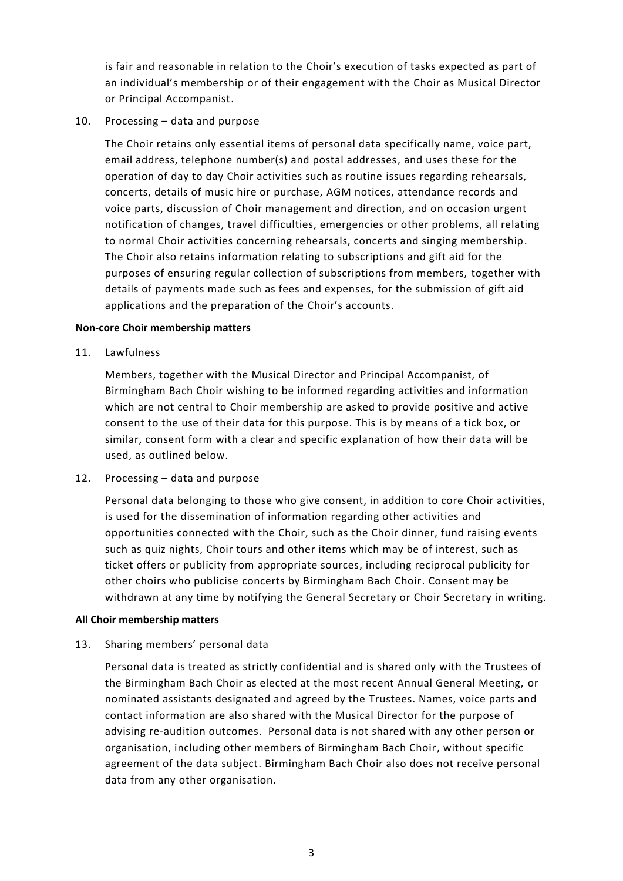is fair and reasonable in relation to the Choir's execution of tasks expected as part of an individual's membership or of their engagement with the Choir as Musical Director or Principal Accompanist.

10. Processing – data and purpose

    The Choir retains only essential items of personal data specifically name, voice part, email address, telephone number(s) and postal addresses, and uses these for the operation of day to day Choir activities such as routine issues regarding rehearsals, concerts, details of music hire or purchase, AGM notices, attendance records and voice parts, discussion of Choir management and direction, and on occasion urgent notification of changes, travel difficulties, emergencies or other problems, all relating to normal Choir activities concerning rehearsals, concerts and singing membership. The Choir also retains information relating to subscriptions and gift aid for the purposes of ensuring regular collection of subscriptions from members, together with details of payments made such as fees and expenses, for the submission of gift aid applications and the preparation of the Choir's accounts.

**Non-core Choir membership matters**

11. Lawfulness

    Members, together with the Musical Director and Principal Accompanist, of Birmingham Bach Choir wishing to be informed regarding activities and information which are not central to Choir membership are asked to provide positive and active consent to the use of their data for this purpose. This is by means of a tick box, or similar, consent form with a clear and specific explanation of how their data will be used, as outlined below.

12. Processing – data and purpose

    Personal data belonging to those who give consent, in addition to core Choir activities, is used for the dissemination of information regarding other activities and opportunities connected with the Choir, such as the Choir dinner, fund raising events such as quiz nights, Choir tours and other items which may be of interest, such as ticket offers or publicity from appropriate sources, including reciprocal publicity for other choirs who publicise concerts by Birmingham Bach Choir. Consent may be withdrawn at any time by notifying the General Secretary or Choir Secretary in writing.

**All Choir membership matters**

13. Sharing members' personal data

    Personal data is treated as strictly confidential and is shared only with the Trustees of the Birmingham Bach Choir as elected at the most recent Annual General Meeting, or nominated assistants designated and agreed by the Trustees. Names, voice parts and contact information are also shared with the Musical Director for the purpose of advising re-audition outcomes. Personal data is not shared with any other person or organisation, including other members of Birmingham Bach Choir, without specific agreement of the data subject. Birmingham Bach Choir also does not receive personal data from any other organisation.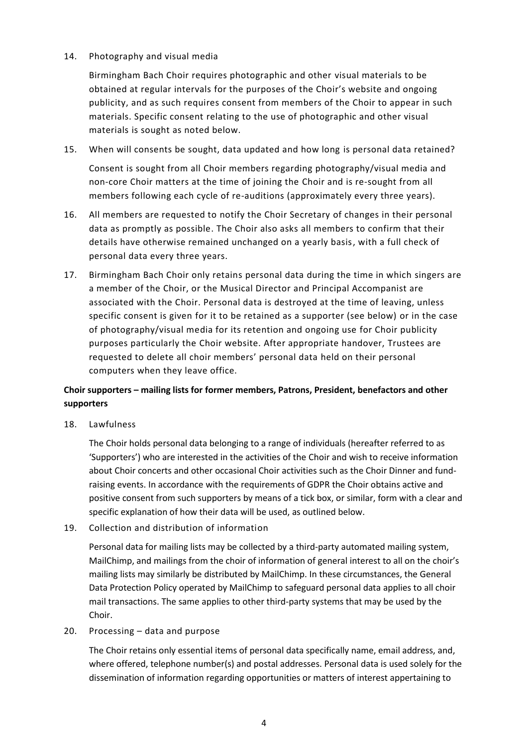14. Photography and visual media

    Birmingham Bach Choir requires photographic and other visual materials to be obtained at regular intervals for the purposes of the Choir's website and ongoing publicity, and as such requires consent from members of the Choir to appear in such materials. Specific consent relating to the use of photographic and other visual materials is sought as noted below.

15. When will consents be sought, data updated and how long is personal data retained?

    Consent is sought from all Choir members regarding photography/visual media and non-core Choir matters at the time of joining the Choir and is re-sought from all members following each cycle of re-auditions (approximately every three years).

16. All members are requested to notify the Choir Secretary of changes in their personal data as promptly as possible. The Choir also asks all members to confirm that their details have otherwise remained unchanged on a yearly basis, with a full check of personal data every three years.

17. Birmingham Bach Choir only retains personal data during the time in which singers are a member of the Choir, or the Musical Director and Principal Accompanist are associated with the Choir. Personal data is destroyed at the time of leaving, unless specific consent is given for it to be retained as a supporter (see below) or in the case of photography/visual media for its retention and ongoing use for Choir publicity purposes particularly the Choir website. After appropriate handover, Trustees are requested to delete all choir members' personal data held on their personal computers when they leave office.

**Choir supporters – mailing lists for former members, Patrons, President, benefactors and other supporters**

18. Lawfulness

    The Choir holds personal data belonging to a range of individuals (hereafter referred to as 'Supporters') who are interested in the activities of the Choir and wish to receive information about Choir concerts and other occasional Choir activities such as the Choir Dinner and fund-raising events. In accordance with the requirements of GDPR the Choir obtains active and positive consent from such supporters by means of a tick box, or similar, form with a clear and specific explanation of how their data will be used, as outlined below.

19. Collection and distribution of information

    Personal data for mailing lists may be collected by a third-party automated mailing system, MailChimp, and mailings from the choir of information of general interest to all on the choir's mailing lists may similarly be distributed by MailChimp. In these circumstances, the General Data Protection Policy operated by MailChimp to safeguard personal data applies to all choir mail transactions. The same applies to other third-party systems that may be used by the Choir.

20. Processing – data and purpose

    The Choir retains only essential items of personal data specifically name, email address, and, where offered, telephone number(s) and postal addresses. Personal data is used solely for the dissemination of information regarding opportunities or matters of interest appertaining to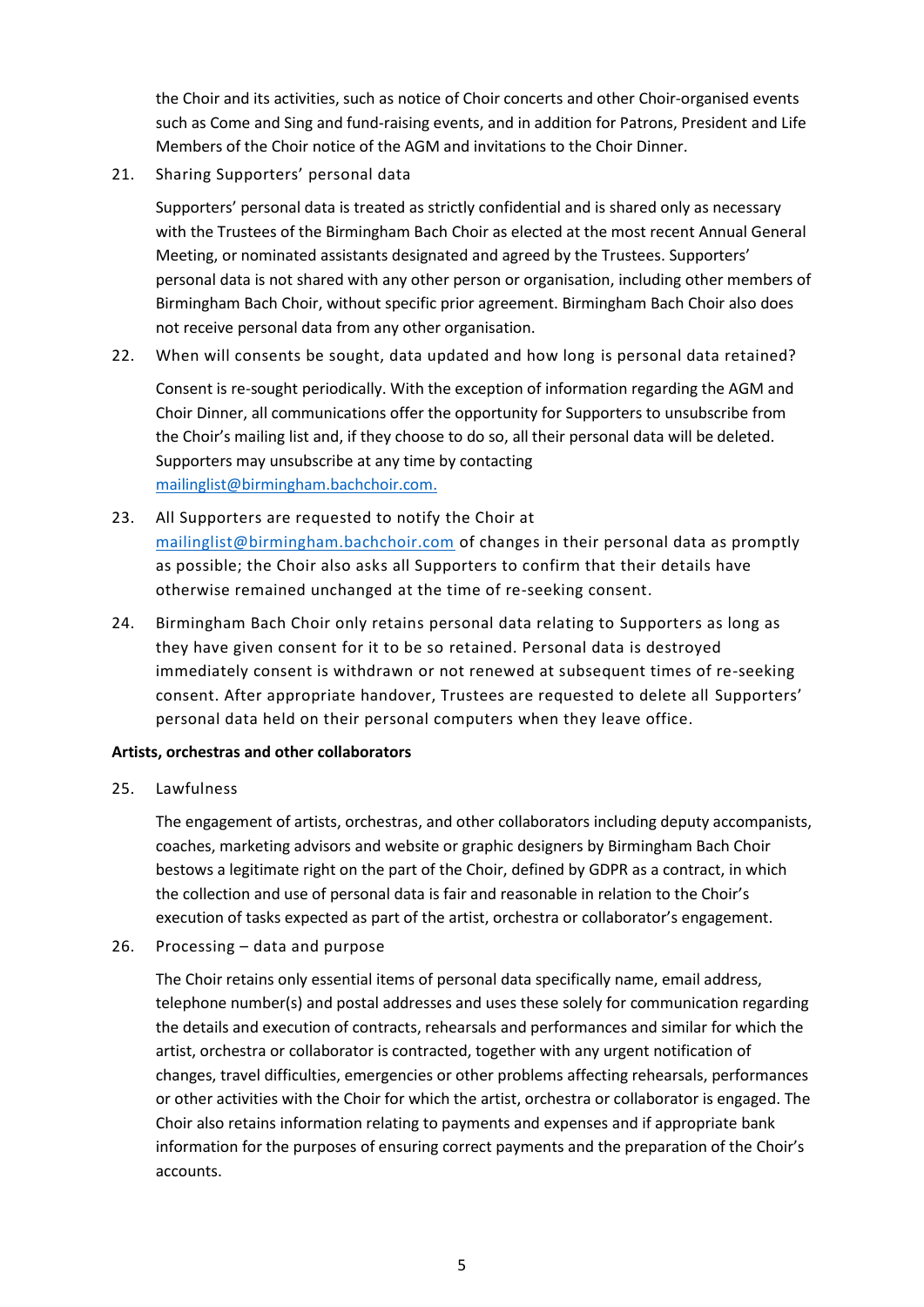the Choir and its activities, such as notice of Choir concerts and other Choir-organised events such as Come and Sing and fund-raising events, and in addition for Patrons, President and Life Members of the Choir notice of the AGM and invitations to the Choir Dinner.

21. Sharing Supporters' personal data

    Supporters' personal data is treated as strictly confidential and is shared only as necessary with the Trustees of the Birmingham Bach Choir as elected at the most recent Annual General Meeting, or nominated assistants designated and agreed by the Trustees. Supporters' personal data is not shared with any other person or organisation, including other members of Birmingham Bach Choir, without specific prior agreement. Birmingham Bach Choir also does not receive personal data from any other organisation.

22. When will consents be sought, data updated and how long is personal data retained?

    Consent is re-sought periodically. With the exception of information regarding the AGM and Choir Dinner, all communications offer the opportunity for Supporters to unsubscribe from the Choir's mailing list and, if they choose to do so, all their personal data will be deleted. Supporters may unsubscribe at any time by contacting mailinglist@birmingham.bachchoir.com.

23. All Supporters are requested to notify the Choir at mailinglist@birmingham.bachchoir.com of changes in their personal data as promptly as possible; the Choir also asks all Supporters to confirm that their details have otherwise remained unchanged at the time of re-seeking consent.

24. Birmingham Bach Choir only retains personal data relating to Supporters as long as they have given consent for it to be so retained. Personal data is destroyed immediately consent is withdrawn or not renewed at subsequent times of re-seeking consent. After appropriate handover, Trustees are requested to delete all Supporters' personal data held on their personal computers when they leave office.

**Artists, orchestras and other collaborators**

25. Lawfulness

    The engagement of artists, orchestras, and other collaborators including deputy accompanists, coaches, marketing advisors and website or graphic designers by Birmingham Bach Choir bestows a legitimate right on the part of the Choir, defined by GDPR as a contract, in which the collection and use of personal data is fair and reasonable in relation to the Choir's execution of tasks expected as part of the artist, orchestra or collaborator's engagement.

26. Processing – data and purpose

    The Choir retains only essential items of personal data specifically name, email address, telephone number(s) and postal addresses and uses these solely for communication regarding the details and execution of contracts, rehearsals and performances and similar for which the artist, orchestra or collaborator is contracted, together with any urgent notification of changes, travel difficulties, emergencies or other problems affecting rehearsals, performances or other activities with the Choir for which the artist, orchestra or collaborator is engaged. The Choir also retains information relating to payments and expenses and if appropriate bank information for the purposes of ensuring correct payments and the preparation of the Choir's accounts.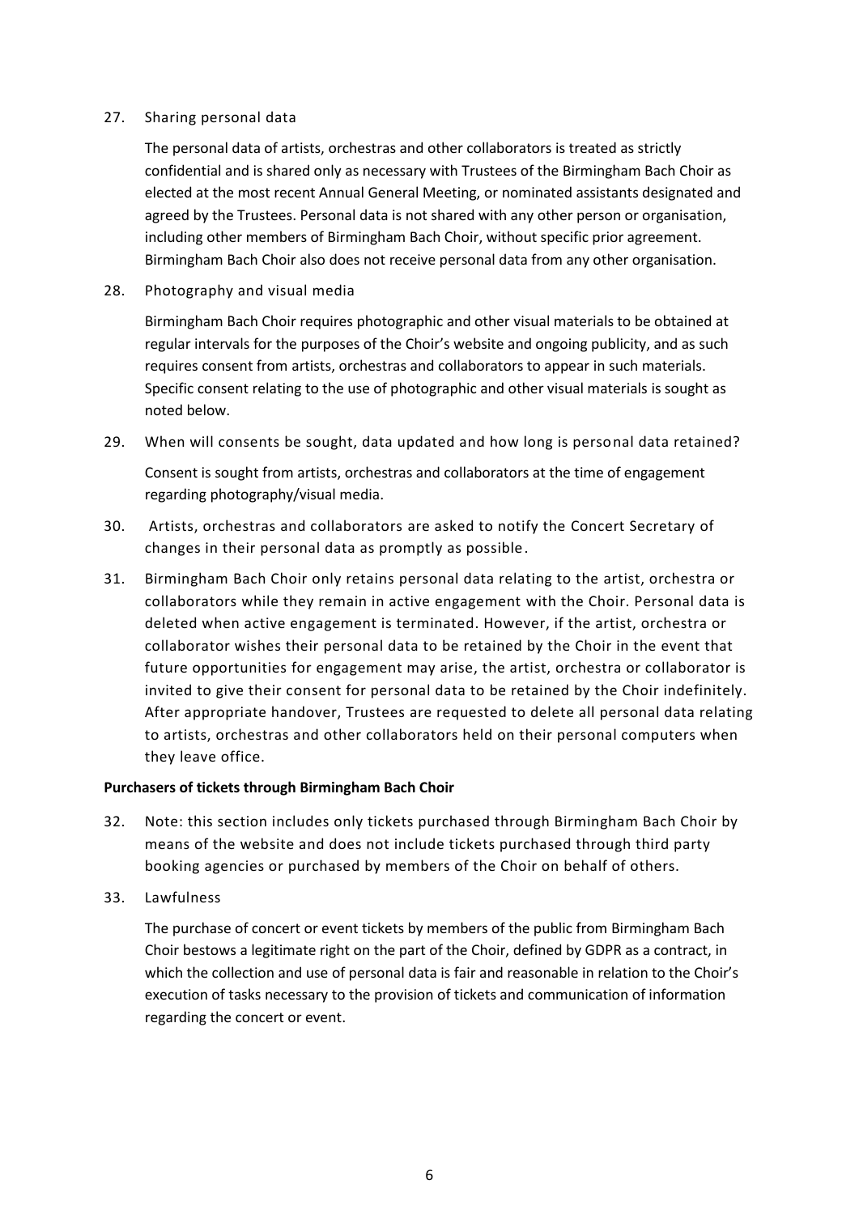27. Sharing personal data

    The personal data of artists, orchestras and other collaborators is treated as strictly confidential and is shared only as necessary with Trustees of the Birmingham Bach Choir as elected at the most recent Annual General Meeting, or nominated assistants designated and agreed by the Trustees. Personal data is not shared with any other person or organisation, including other members of Birmingham Bach Choir, without specific prior agreement. Birmingham Bach Choir also does not receive personal data from any other organisation.

28. Photography and visual media

    Birmingham Bach Choir requires photographic and other visual materials to be obtained at regular intervals for the purposes of the Choir's website and ongoing publicity, and as such requires consent from artists, orchestras and collaborators to appear in such materials. Specific consent relating to the use of photographic and other visual materials is sought as noted below.

29. When will consents be sought, data updated and how long is personal data retained?

    Consent is sought from artists, orchestras and collaborators at the time of engagement regarding photography/visual media.

30. Artists, orchestras and collaborators are asked to notify the Concert Secretary of changes in their personal data as promptly as possible.

31. Birmingham Bach Choir only retains personal data relating to the artist, orchestra or collaborators while they remain in active engagement with the Choir. Personal data is deleted when active engagement is terminated. However, if the artist, orchestra or collaborator wishes their personal data to be retained by the Choir in the event that future opportunities for engagement may arise, the artist, orchestra or collaborator is invited to give their consent for personal data to be retained by the Choir indefinitely. After appropriate handover, Trustees are requested to delete all personal data relating to artists, orchestras and other collaborators held on their personal computers when they leave office.

**Purchasers of tickets through Birmingham Bach Choir**

32. Note: this section includes only tickets purchased through Birmingham Bach Choir by means of the website and does not include tickets purchased through third party booking agencies or purchased by members of the Choir on behalf of others.

33. Lawfulness

    The purchase of concert or event tickets by members of the public from Birmingham Bach Choir bestows a legitimate right on the part of the Choir, defined by GDPR as a contract, in which the collection and use of personal data is fair and reasonable in relation to the Choir's execution of tasks necessary to the provision of tickets and communication of information regarding the concert or event.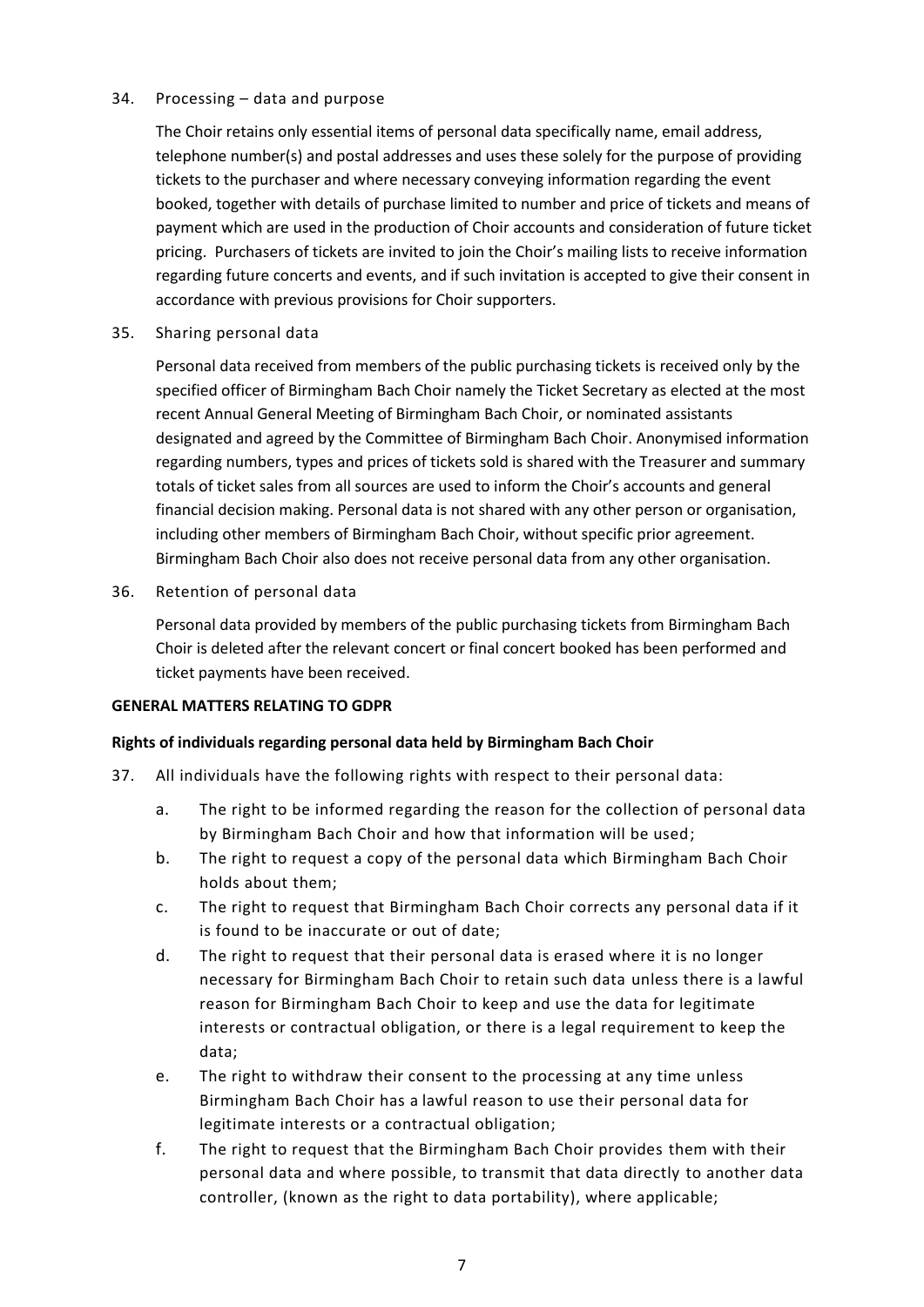34. Processing – data and purpose

    The Choir retains only essential items of personal data specifically name, email address, telephone number(s) and postal addresses and uses these solely for the purpose of providing tickets to the purchaser and where necessary conveying information regarding the event booked, together with details of purchase limited to number and price of tickets and means of payment which are used in the production of Choir accounts and consideration of future ticket pricing. Purchasers of tickets are invited to join the Choir's mailing lists to receive information regarding future concerts and events, and if such invitation is accepted to give their consent in accordance with previous provisions for Choir supporters.

35. Sharing personal data

    Personal data received from members of the public purchasing tickets is received only by the specified officer of Birmingham Bach Choir namely the Ticket Secretary as elected at the most recent Annual General Meeting of Birmingham Bach Choir, or nominated assistants designated and agreed by the Committee of Birmingham Bach Choir. Anonymised information regarding numbers, types and prices of tickets sold is shared with the Treasurer and summary totals of ticket sales from all sources are used to inform the Choir's accounts and general financial decision making. Personal data is not shared with any other person or organisation, including other members of Birmingham Bach Choir, without specific prior agreement. Birmingham Bach Choir also does not receive personal data from any other organisation.

36. Retention of personal data

    Personal data provided by members of the public purchasing tickets from Birmingham Bach Choir is deleted after the relevant concert or final concert booked has been performed and ticket payments have been received.

**GENERAL MATTERS RELATING TO GDPR**

**Rights of individuals regarding personal data held by Birmingham Bach Choir**

37. All individuals have the following rights with respect to their personal data:

    a. The right to be informed regarding the reason for the collection of personal data by Birmingham Bach Choir and how that information will be used;
    b. The right to request a copy of the personal data which Birmingham Bach Choir holds about them;
    c. The right to request that Birmingham Bach Choir corrects any personal data if it is found to be inaccurate or out of date;
    d. The right to request that their personal data is erased where it is no longer necessary for Birmingham Bach Choir to retain such data unless there is a lawful reason for Birmingham Bach Choir to keep and use the data for legitimate interests or contractual obligation, or there is a legal requirement to keep the data;
    e. The right to withdraw their consent to the processing at any time unless Birmingham Bach Choir has a lawful reason to use their personal data for legitimate interests or a contractual obligation;
    f. The right to request that the Birmingham Bach Choir provides them with their personal data and where possible, to transmit that data directly to another data controller, (known as the right to data portability), where applicable;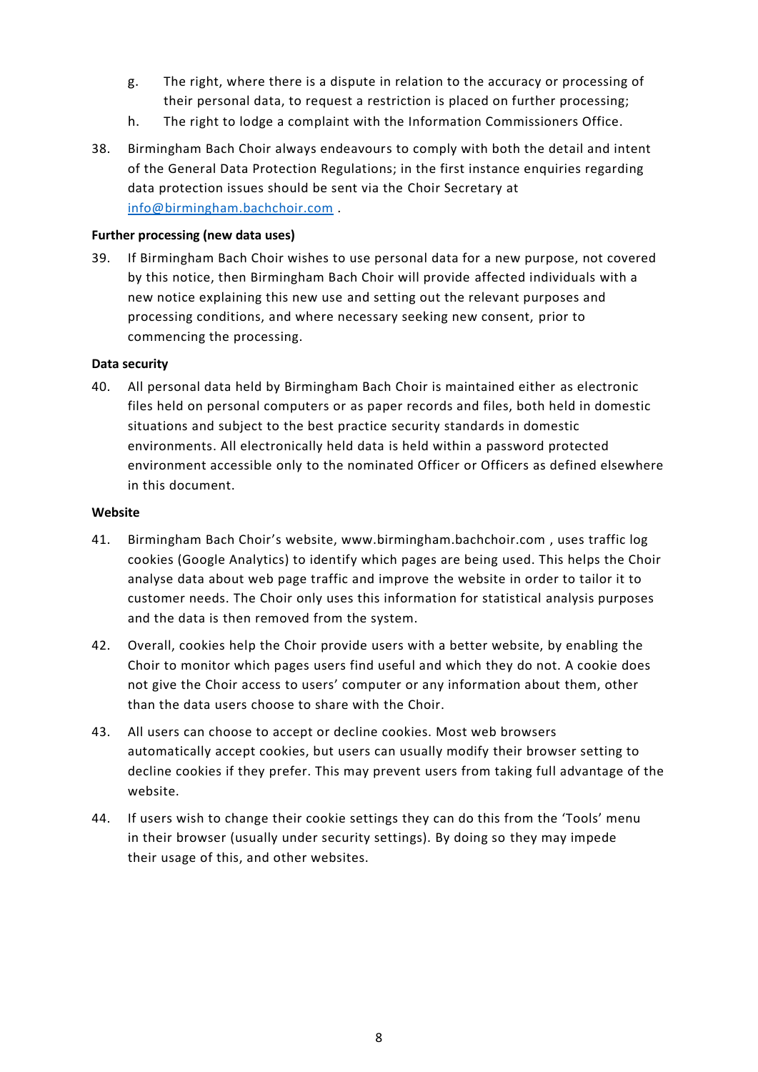g. The right, where there is a dispute in relation to the accuracy or processing of their personal data, to request a restriction is placed on further processing;
h. The right to lodge a complaint with the Information Commissioners Office.

38. Birmingham Bach Choir always endeavours to comply with both the detail and intent of the General Data Protection Regulations; in the first instance enquiries regarding data protection issues should be sent via the Choir Secretary at [info@birmingham.bachchoir.com](mailto:info@birmingham.bachchoir.com) .

**Further processing (new data uses)**

39. If Birmingham Bach Choir wishes to use personal data for a new purpose, not covered by this notice, then Birmingham Bach Choir will provide affected individuals with a new notice explaining this new use and setting out the relevant purposes and processing conditions, and where necessary seeking new consent, prior to commencing the processing.

**Data security**

40. All personal data held by Birmingham Bach Choir is maintained either as electronic files held on personal computers or as paper records and files, both held in domestic situations and subject to the best practice security standards in domestic environments. All electronically held data is held within a password protected environment accessible only to the nominated Officer or Officers as defined elsewhere in this document.

**Website**

41. Birmingham Bach Choir's website, www.birmingham.bachchoir.com , uses traffic log cookies (Google Analytics) to identify which pages are being used. This helps the Choir analyse data about web page traffic and improve the website in order to tailor it to customer needs. The Choir only uses this information for statistical analysis purposes and the data is then removed from the system.

42. Overall, cookies help the Choir provide users with a better website, by enabling the Choir to monitor which pages users find useful and which they do not. A cookie does not give the Choir access to users' computer or any information about them, other than the data users choose to share with the Choir.

43. All users can choose to accept or decline cookies. Most web browsers automatically accept cookies, but users can usually modify their browser setting to decline cookies if they prefer. This may prevent users from taking full advantage of the website.

44. If users wish to change their cookie settings they can do this from the 'Tools' menu in their browser (usually under security settings). By doing so they may impede their usage of this, and other websites.